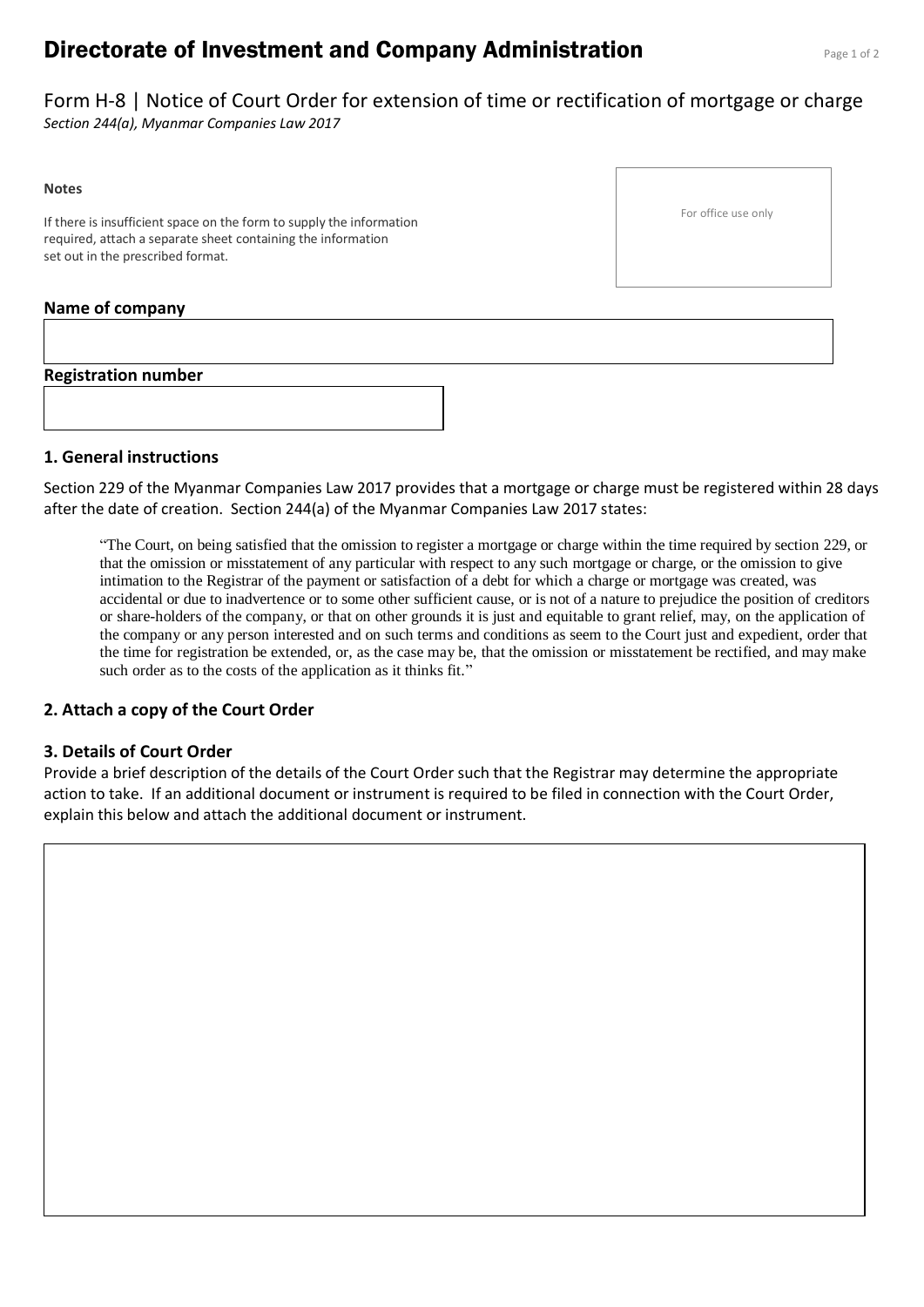# Directorate of Investment and Company Administration

Form H-8 | Notice of Court Order for extension of time or rectification of mortgage or charge
*Section 244(a), Myanmar Companies Law 2017*

**Notes**

If there is insufficient space on the form to supply the information required, attach a separate sheet containing the information set out in the prescribed format.

For office use only

**Name of company**

**Registration number**

### 1. General instructions

Section 229 of the Myanmar Companies Law 2017 provides that a mortgage or charge must be registered within 28 days after the date of creation. Section 244(a) of the Myanmar Companies Law 2017 states:

> "The Court, on being satisfied that the omission to register a mortgage or charge within the time required by section 229, or that the omission or misstatement of any particular with respect to any such mortgage or charge, or the omission to give intimation to the Registrar of the payment or satisfaction of a debt for which a charge or mortgage was created, was accidental or due to inadvertence or to some other sufficient cause, or is not of a nature to prejudice the position of creditors or share-holders of the company, or that on other grounds it is just and equitable to grant relief, may, on the application of the company or any person interested and on such terms and conditions as seem to the Court just and expedient, order that the time for registration be extended, or, as the case may be, that the omission or misstatement be rectified, and may make such order as to the costs of the application as it thinks fit."

### 2. Attach a copy of the Court Order

### 3. Details of Court Order

Provide a brief description of the details of the Court Order such that the Registrar may determine the appropriate action to take. If an additional document or instrument is required to be filed in connection with the Court Order, explain this below and attach the additional document or instrument.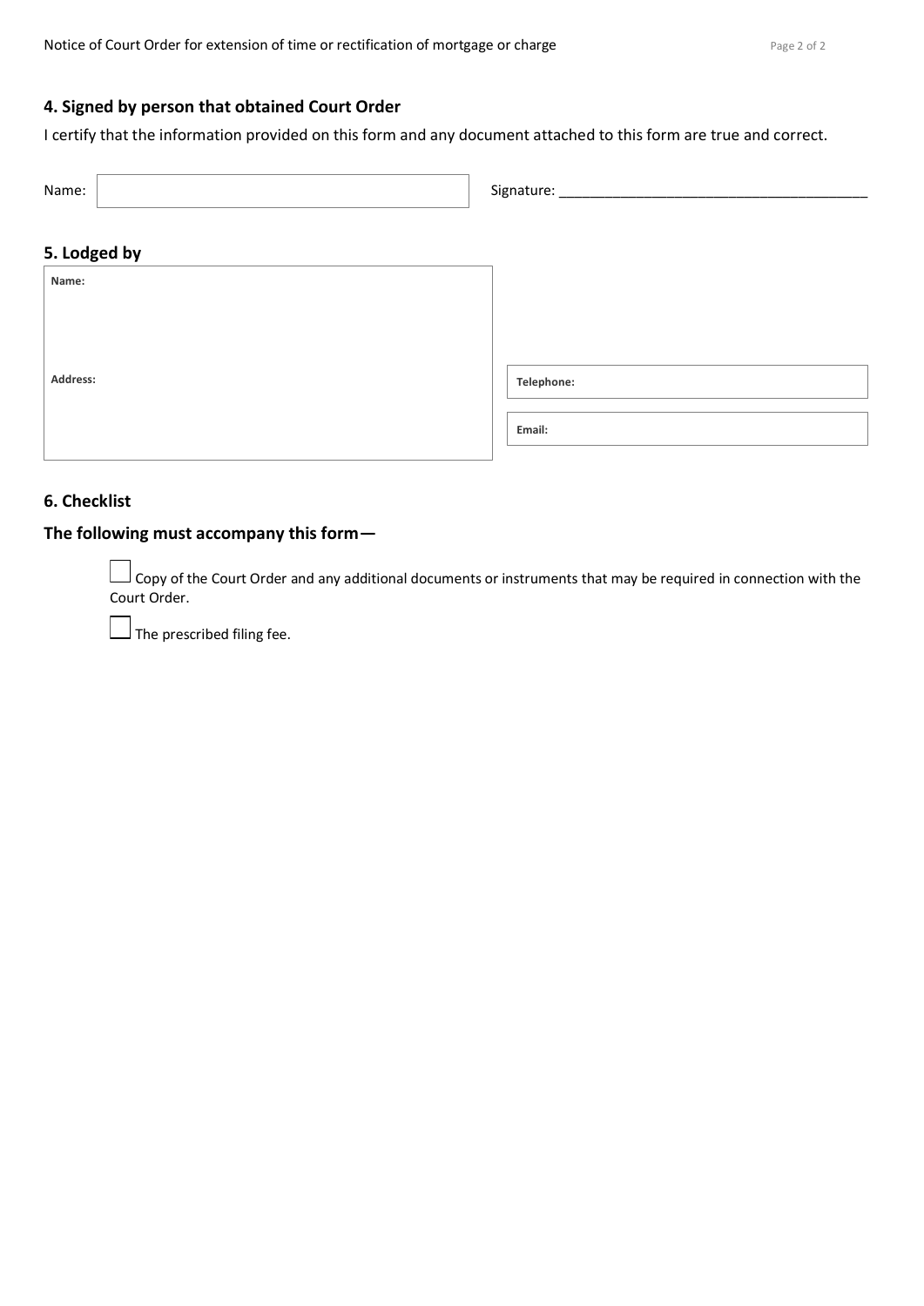## 4. Signed by person that obtained Court Order

I certify that the information provided on this form and any document attached to this form are true and correct.

Name: 

Signature: ______________________________________

## 5. Lodged by

**Name:**

**Address:**

**Telephone:**

**Email:**

## 6. Checklist

### The following must accompany this form—

☐ Copy of the Court Order and any additional documents or instruments that may be required in connection with the Court Order.

☐ The prescribed filing fee.